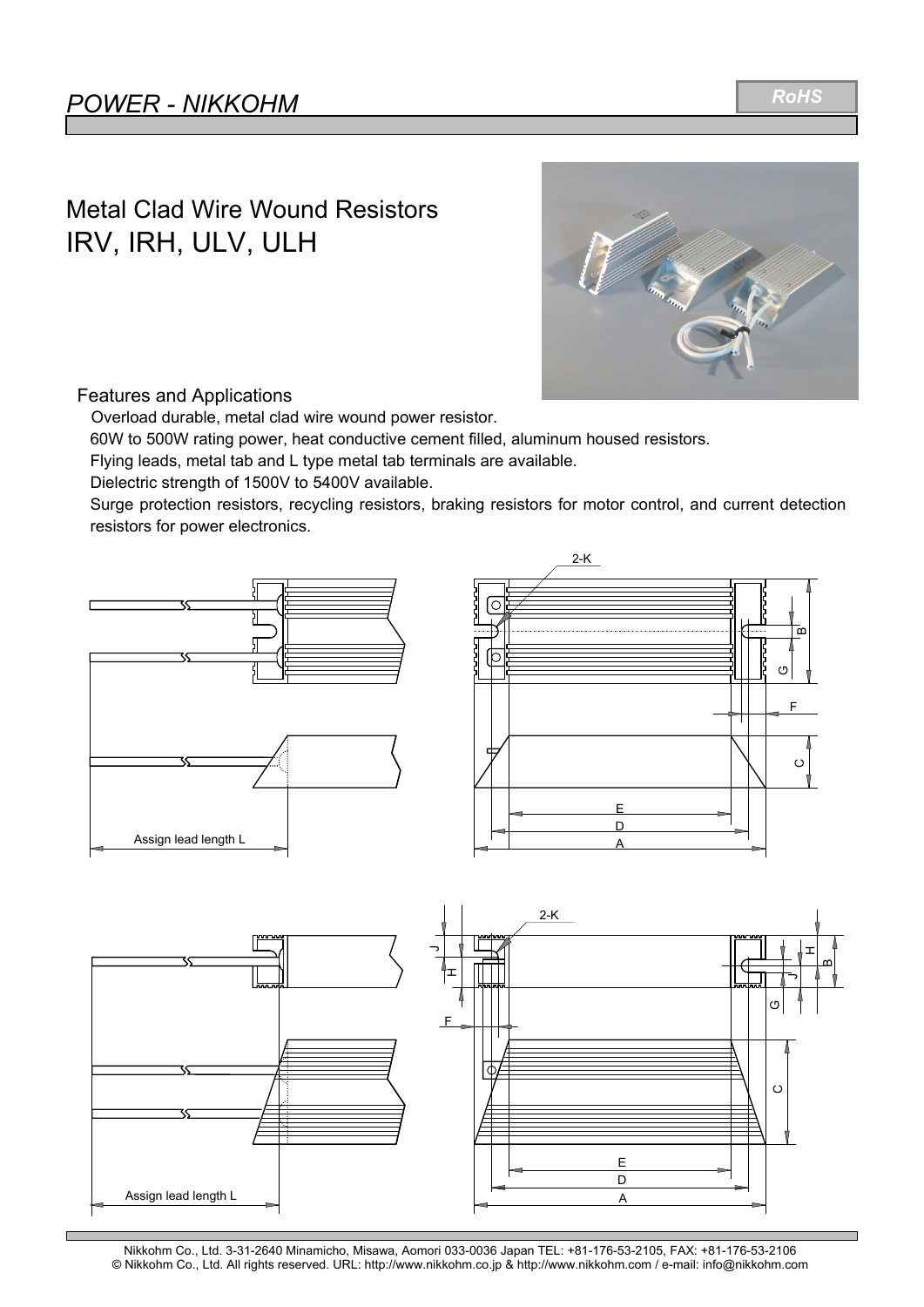# POWER - NIKKOHM

RoHS

## Metal Clad Wire Wound Resistors
## IRV, IRH, ULV, ULH

### Features and Applications

Overload durable, metal clad wire wound power resistor.

60W to 500W rating power, heat conductive cement filled, aluminum housed resistors.

Flying leads, metal tab and L type metal tab terminals are available.

Dielectric strength of 1500V to 5400V available.

Surge protection resistors, recycling resistors, braking resistors for motor control, and current detection resistors for power electronics.

2-K

B G F C E D A

Assign lead length L

2-K

J H F J H B G C E D A

Assign lead length L

Nikkohm Co., Ltd. 3-31-2640 Minamicho, Misawa, Aomori 033-0036 Japan TEL: +81-176-53-2105, FAX: +81-176-53-2106
© Nikkohm Co., Ltd. All rights reserved. URL: http://www.nikkohm.co.jp & http://www.nikkohm.com / e-mail: info@nikkohm.com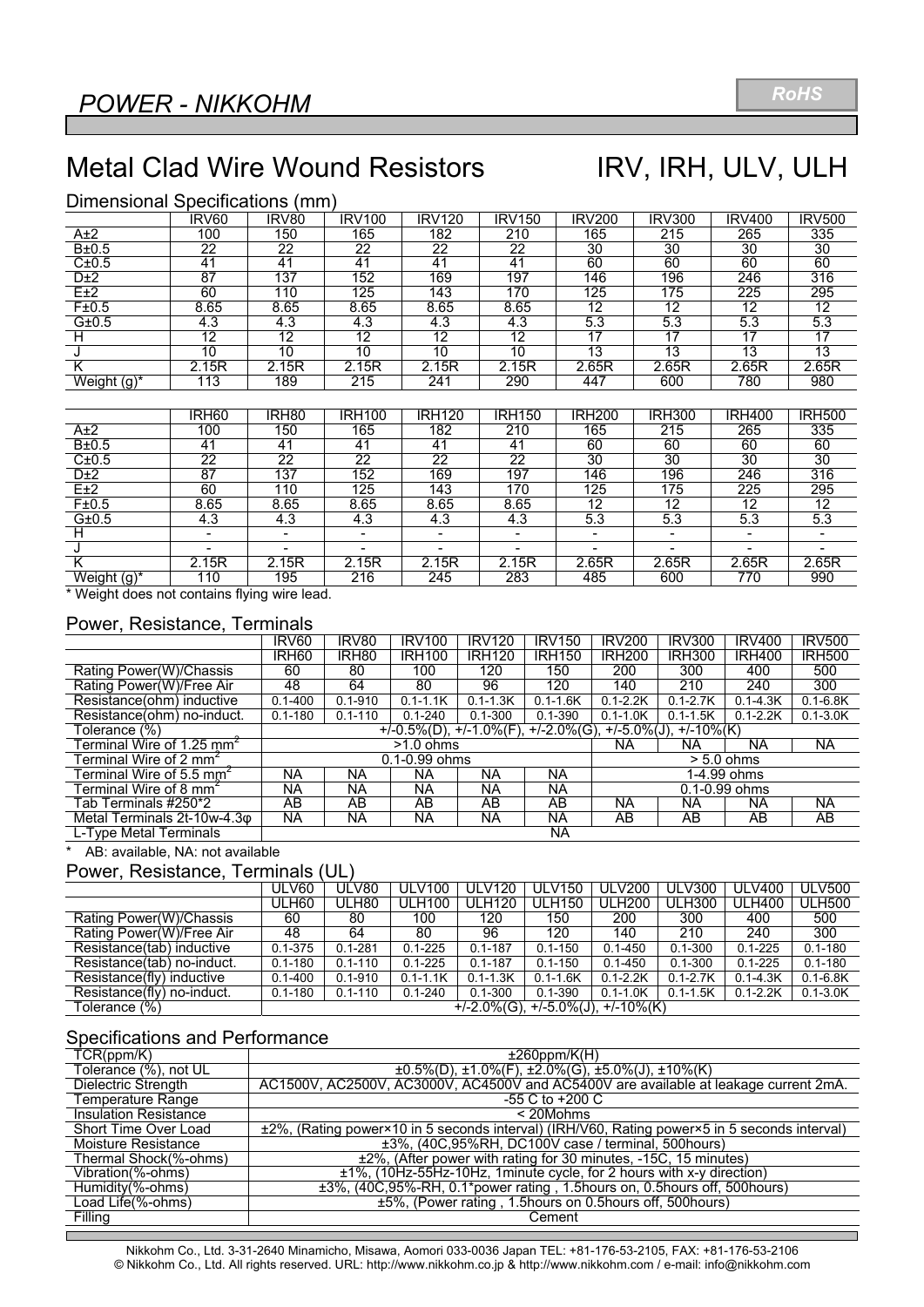# POWER - NIKKOHM

RoHS

## Metal Clad Wire Wound Resistors IRV, IRH, ULV, ULH

### Dimensional Specifications (mm)

| | IRV60 | IRV80 | IRV100 | IRV120 | IRV150 | IRV200 | IRV300 | IRV400 | IRV500 |
|---|---|---|---|---|---|---|---|---|---|
| A±2 | 100 | 150 | 165 | 182 | 210 | 165 | 215 | 265 | 335 |
| B±0.5 | 22 | 22 | 22 | 22 | 22 | 30 | 30 | 30 | 30 |
| C±0.5 | 41 | 41 | 41 | 41 | 41 | 60 | 60 | 60 | 60 |
| D±2 | 87 | 137 | 152 | 169 | 197 | 146 | 196 | 246 | 316 |
| E±2 | 60 | 110 | 125 | 143 | 170 | 125 | 175 | 225 | 295 |
| F±0.5 | 8.65 | 8.65 | 8.65 | 8.65 | 8.65 | 12 | 12 | 12 | 12 |
| G±0.5 | 4.3 | 4.3 | 4.3 | 4.3 | 4.3 | 5.3 | 5.3 | 5.3 | 5.3 |
| H | 12 | 12 | 12 | 12 | 12 | 17 | 17 | 17 | 17 |
| J | 10 | 10 | 10 | 10 | 10 | 13 | 13 | 13 | 13 |
| K | 2.15R | 2.15R | 2.15R | 2.15R | 2.15R | 2.65R | 2.65R | 2.65R | 2.65R |
| Weight (g)* | 113 | 189 | 215 | 241 | 290 | 447 | 600 | 780 | 980 |

| | IRH60 | IRH80 | IRH100 | IRH120 | IRH150 | IRH200 | IRH300 | IRH400 | IRH500 |
|---|---|---|---|---|---|---|---|---|---|
| A±2 | 100 | 150 | 165 | 182 | 210 | 165 | 215 | 265 | 335 |
| B±0.5 | 41 | 41 | 41 | 41 | 41 | 60 | 60 | 60 | 60 |
| C±0.5 | 22 | 22 | 22 | 22 | 22 | 30 | 30 | 30 | 30 |
| D±2 | 87 | 137 | 152 | 169 | 197 | 146 | 196 | 246 | 316 |
| E±2 | 60 | 110 | 125 | 143 | 170 | 125 | 175 | 225 | 295 |
| F±0.5 | 8.65 | 8.65 | 8.65 | 8.65 | 8.65 | 12 | 12 | 12 | 12 |
| G±0.5 | 4.3 | 4.3 | 4.3 | 4.3 | 4.3 | 5.3 | 5.3 | 5.3 | 5.3 |
| H | - | - | - | - | - | - | - | - | - |
| J | - | - | - | - | - | - | - | - | - |
| K | 2.15R | 2.15R | 2.15R | 2.15R | 2.15R | 2.65R | 2.65R | 2.65R | 2.65R |
| Weight (g)* | 110 | 195 | 216 | 245 | 283 | 485 | 600 | 770 | 990 |

* Weight does not contains flying wire lead.

### Power, Resistance, Terminals

| | IRV60 | IRV80 | IRV100 | IRV120 | IRV150 | IRV200 | IRV300 | IRV400 | IRV500 |
|---|---|---|---|---|---|---|---|---|---|
| | IRH60 | IRH80 | IRH100 | IRH120 | IRH150 | IRH200 | IRH300 | IRH400 | IRH500 |
| Rating Power(W)/Chassis | 60 | 80 | 100 | 120 | 150 | 200 | 300 | 400 | 500 |
| Rating Power(W)/Free Air | 48 | 64 | 80 | 96 | 120 | 140 | 210 | 240 | 300 |
| Resistance(ohm) inductive | 0.1-400 | 0.1-910 | 0.1-1.1K | 0.1-1.3K | 0.1-1.6K | 0.1-2.2K | 0.1-2.7K | 0.1-4.3K | 0.1-6.8K |
| Resistance(ohm) no-induct. | 0.1-180 | 0.1-110 | 0.1-240 | 0.1-300 | 0.1-390 | 0.1-1.0K | 0.1-1.5K | 0.1-2.2K | 0.1-3.0K |
| Tolerance (%) | +/-0.5%(D), +/-1.0%(F), +/-2.0%(G), +/-5.0%(J), +/-10%(K) | | | | | | | | |
| Terminal Wire of 1.25 mm$^2$ | >1.0 ohms | | | | | NA | NA | NA | NA |
| Terminal Wire of 2 mm$^2$ | 0.1-0.99 ohms | | | | | > 5.0 ohms | | | |
| Terminal Wire of 5.5 mm$^2$ | NA | NA | NA | NA | NA | 1-4.99 ohms | | | |
| Terminal Wire of 8 mm$^2$ | NA | NA | NA | NA | NA | 0.1-0.99 ohms | | | |
| Tab Terminals #250*2 | AB | AB | AB | AB | AB | NA | NA | NA | NA |
| Metal Terminals 2t-10w-4.3φ | NA | NA | NA | NA | NA | AB | AB | AB | AB |
| L-Type Metal Terminals | NA | | | | | | | | |

* AB: available, NA: not available

### Power, Resistance, Terminals (UL)

| | ULV60 | ULV80 | ULV100 | ULV120 | ULV150 | ULV200 | ULV300 | ULV400 | ULV500 |
|---|---|---|---|---|---|---|---|---|---|
| | ULH60 | ULH80 | ULH100 | ULH120 | ULH150 | ULH200 | ULH300 | ULH400 | ULH500 |
| Rating Power(W)/Chassis | 60 | 80 | 100 | 120 | 150 | 200 | 300 | 400 | 500 |
| Rating Power(W)/Free Air | 48 | 64 | 80 | 96 | 120 | 140 | 210 | 240 | 300 |
| Resistance(tab) inductive | 0.1-375 | 0.1-281 | 0.1-225 | 0.1-187 | 0.1-150 | 0.1-450 | 0.1-300 | 0.1-225 | 0.1-180 |
| Resistance(tab) no-induct. | 0.1-180 | 0.1-110 | 0.1-225 | 0.1-187 | 0.1-150 | 0.1-450 | 0.1-300 | 0.1-225 | 0.1-180 |
| Resistance(fly) inductive | 0.1-400 | 0.1-910 | 0.1-1.1K | 0.1-1.3K | 0.1-1.6K | 0.1-2.2K | 0.1-2.7K | 0.1-4.3K | 0.1-6.8K |
| Resistance(fly) no-induct. | 0.1-180 | 0.1-110 | 0.1-240 | 0.1-300 | 0.1-390 | 0.1-1.0K | 0.1-1.5K | 0.1-2.2K | 0.1-3.0K |
| Tolerance (%) | +/-2.0%(G), +/-5.0%(J), +/-10%(K) | | | | | | | | |

### Specifications and Performance

| | |
|---|---|
| TCR(ppm/K) | ±260ppm/K(H) |
| Tolerance (%), not UL | ±0.5%(D), ±1.0%(F), ±2.0%(G), ±5.0%(J), ±10%(K) |
| Dielectric Strength | AC1500V, AC2500V, AC3000V, AC4500V and AC5400V are available at leakage current 2mA. |
| Temperature Range | -55 C to +200 C |
| Insulation Resistance | < 20Mohms |
| Short Time Over Load | ±2%, (Rating power×10 in 5 seconds interval) (IRH/V60, Rating power×5 in 5 seconds interval) |
| Moisture Resistance | ±3%, (40C,95%RH, DC100V case / terminal, 500hours) |
| Thermal Shock(%-ohms) | ±2%, (After power with rating for 30 minutes, -15C, 15 minutes) |
| Vibration(%-ohms) | ±1%, (10Hz-55Hz-10Hz, 1minute cycle, for 2 hours with x-y direction) |
| Humidity(%-ohms) | ±3%, (40C,95%-RH, 0.1*power rating , 1.5hours on, 0.5hours off, 500hours) |
| Load Life(%-ohms) | ±5%, (Power rating , 1.5hours on 0.5hours off, 500hours) |
| Filling | Cement |

Nikkohm Co., Ltd. 3-31-2640 Minamicho, Misawa, Aomori 033-0036 Japan TEL: +81-176-53-2105, FAX: +81-176-53-2106
© Nikkohm Co., Ltd. All rights reserved. URL: http://www.nikkohm.co.jp & http://www.nikkohm.com / e-mail: info@nikkohm.com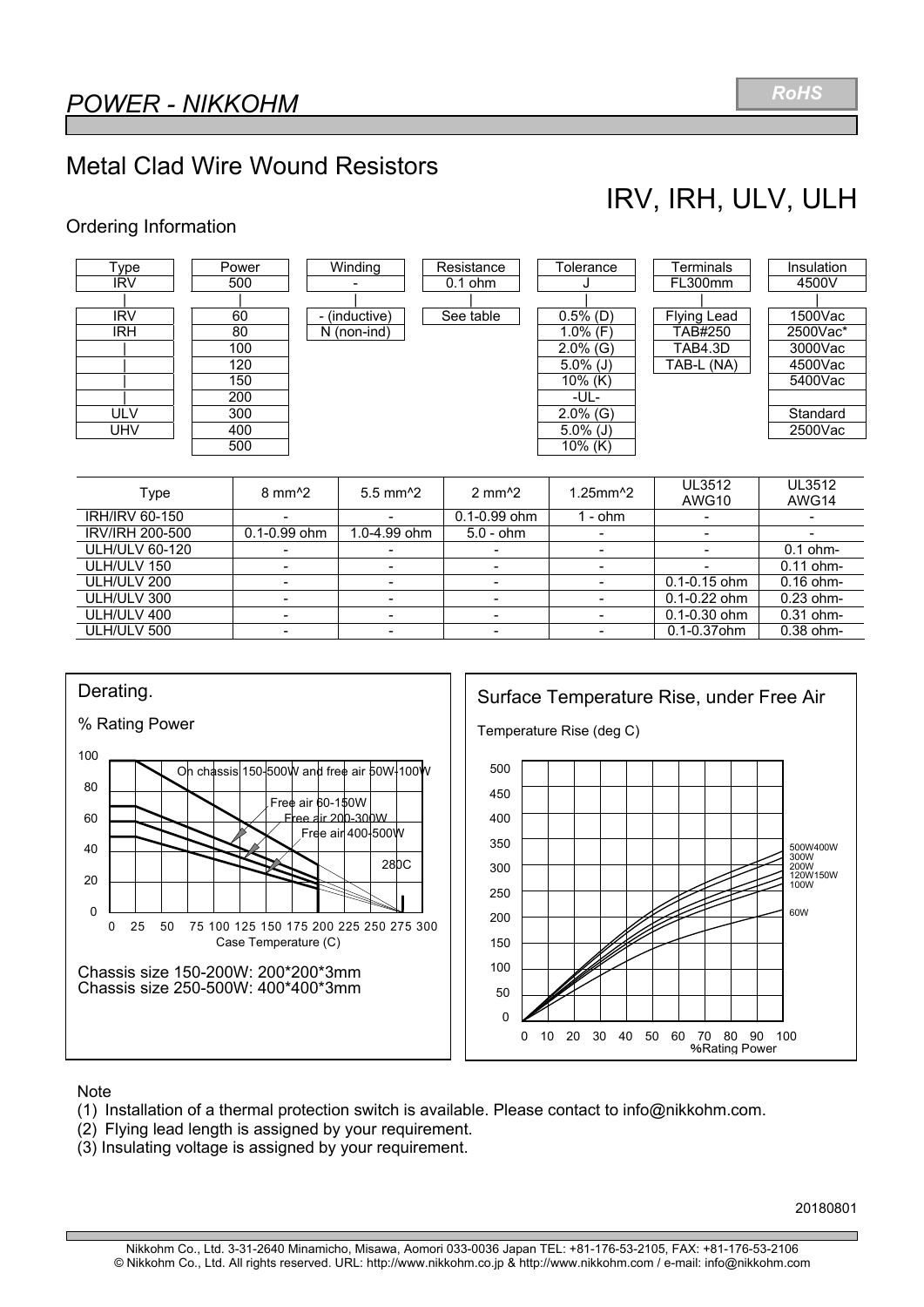# POWER - NIKKOHM

RoHS

## Metal Clad Wire Wound Resistors

# IRV, IRH, ULV, ULH

### Ordering Information

| Type | Power | Winding | Resistance | Tolerance | Terminals | Insulation |
|---|---|---|---|---|---|---|
| IRV | 500 | - | 0.1 ohm | J | FL300mm | 4500V |
| IRV | 60 | - (inductive) | See table | 0.5% (D) | Flying Lead | 1500Vac |
| IRH | 80 | N (non-ind) | | 1.0% (F) | TAB#250 | 2500Vac* |
| | 100 | | | 2.0% (G) | TAB4.3D | 3000Vac |
| | 120 | | | 5.0% (J) | TAB-L (NA) | 4500Vac |
| | 150 | | | 10% (K) | | 5400Vac |
| | 200 | | | -UL- | | |
| ULV | 300 | | | 2.0% (G) | | Standard |
| UHV | 400 | | | 5.0% (J) | | 2500Vac |
| | 500 | | | 10% (K) | | |

| Type | 8 mm^2 | 5.5 mm^2 | 2 mm^2 | 1.25mm^2 | UL3512 AWG10 | UL3512 AWG14 |
|---|---|---|---|---|---|---|
| IRH/IRV 60-150 | - | - | 0.1-0.99 ohm | 1 - ohm | - | - |
| IRV/IRH 200-500 | 0.1-0.99 ohm | 1.0-4.99 ohm | 5.0 - ohm | - | - | - |
| ULH/ULV 60-120 | - | - | - | - | - | 0.1 ohm- |
| ULH/ULV 150 | - | - | - | - | - | 0.11 ohm- |
| ULH/ULV 200 | - | - | - | - | 0.1-0.15 ohm | 0.16 ohm- |
| ULH/ULV 300 | - | - | - | - | 0.1-0.22 ohm | 0.23 ohm- |
| ULH/ULV 400 | - | - | - | - | 0.1-0.30 ohm | 0.31 ohm- |
| ULH/ULV 500 | - | - | - | - | 0.1-0.37ohm | 0.38 ohm- |

### Derating.

% Rating Power

100
80
60
40
20
0

On chassis 150-500W and free air 50W-100W
Free air 60-150W
Free air 200-300W
Free air 400-500W
280C

0 25 50 75 100 125 150 175 200 225 250 275 300
Case Temperature (C)

Chassis size 150-200W: 200*200*3mm
Chassis size 250-500W: 400*400*3mm

### Surface Temperature Rise, under Free Air

Temperature Rise (deg C)

500
450
400
350
300
250
200
150
100
50
0

500W400W
300W
200W
120W150W
100W
60W

0 10 20 30 40 50 60 70 80 90 100
%Rating Power

Note

(1) Installation of a thermal protection switch is available. Please contact to info@nikkohm.com.
(2) Flying lead length is assigned by your requirement.
(3) Insulating voltage is assigned by your requirement.

20180801

Nikkohm Co., Ltd. 3-31-2640 Minamicho, Misawa, Aomori 033-0036 Japan TEL: +81-176-53-2105, FAX: +81-176-53-2106
© Nikkohm Co., Ltd. All rights reserved. URL: http://www.nikkohm.co.jp & http://www.nikkohm.com / e-mail: info@nikkohm.com